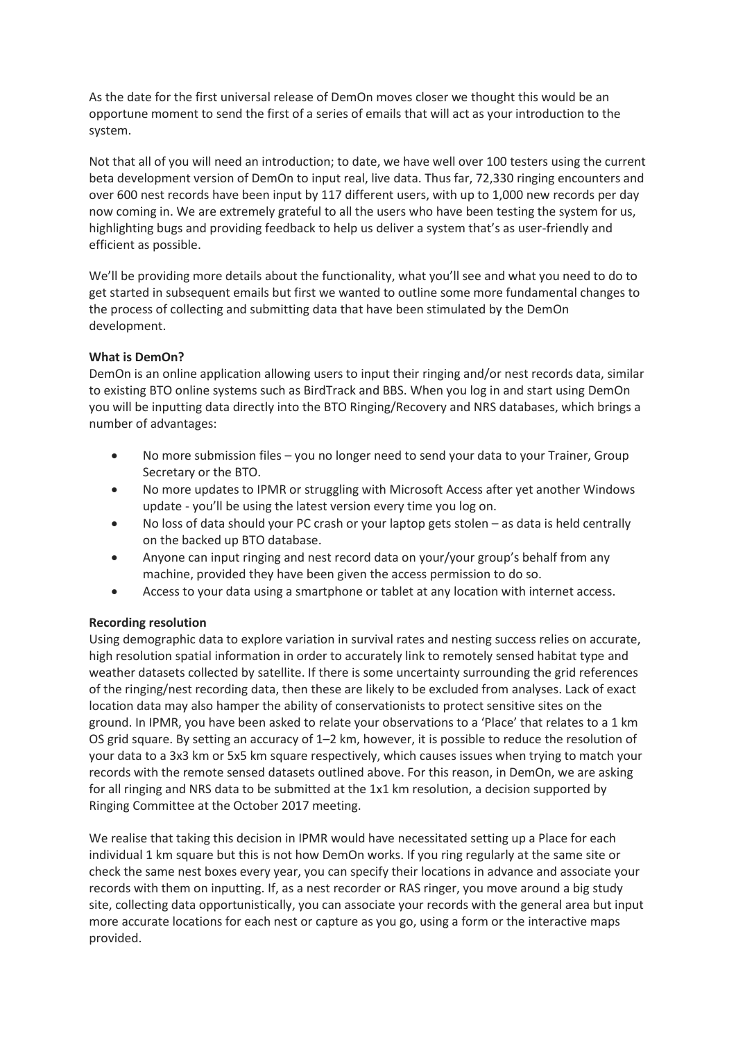As the date for the first universal release of DemOn moves closer we thought this would be an opportune moment to send the first of a series of emails that will act as your introduction to the system.

Not that all of you will need an introduction; to date, we have well over 100 testers using the current beta development version of DemOn to input real, live data. Thus far, 72,330 ringing encounters and over 600 nest records have been input by 117 different users, with up to 1,000 new records per day now coming in. We are extremely grateful to all the users who have been testing the system for us, highlighting bugs and providing feedback to help us deliver a system that's as user-friendly and efficient as possible.

We'll be providing more details about the functionality, what you'll see and what you need to do to get started in subsequent emails but first we wanted to outline some more fundamental changes to the process of collecting and submitting data that have been stimulated by the DemOn development.

**What is DemOn?**

DemOn is an online application allowing users to input their ringing and/or nest records data, similar to existing BTO online systems such as BirdTrack and BBS. When you log in and start using DemOn you will be inputting data directly into the BTO Ringing/Recovery and NRS databases, which brings a number of advantages:

- No more submission files – you no longer need to send your data to your Trainer, Group Secretary or the BTO.
- No more updates to IPMR or struggling with Microsoft Access after yet another Windows update - you'll be using the latest version every time you log on.
- No loss of data should your PC crash or your laptop gets stolen – as data is held centrally on the backed up BTO database.
- Anyone can input ringing and nest record data on your/your group's behalf from any machine, provided they have been given the access permission to do so.
- Access to your data using a smartphone or tablet at any location with internet access.

**Recording resolution**

Using demographic data to explore variation in survival rates and nesting success relies on accurate, high resolution spatial information in order to accurately link to remotely sensed habitat type and weather datasets collected by satellite. If there is some uncertainty surrounding the grid references of the ringing/nest recording data, then these are likely to be excluded from analyses. Lack of exact location data may also hamper the ability of conservationists to protect sensitive sites on the ground. In IPMR, you have been asked to relate your observations to a 'Place' that relates to a 1 km OS grid square. By setting an accuracy of 1–2 km, however, it is possible to reduce the resolution of your data to a 3x3 km or 5x5 km square respectively, which causes issues when trying to match your records with the remote sensed datasets outlined above. For this reason, in DemOn, we are asking for all ringing and NRS data to be submitted at the 1x1 km resolution, a decision supported by Ringing Committee at the October 2017 meeting.

We realise that taking this decision in IPMR would have necessitated setting up a Place for each individual 1 km square but this is not how DemOn works. If you ring regularly at the same site or check the same nest boxes every year, you can specify their locations in advance and associate your records with them on inputting. If, as a nest recorder or RAS ringer, you move around a big study site, collecting data opportunistically, you can associate your records with the general area but input more accurate locations for each nest or capture as you go, using a form or the interactive maps provided.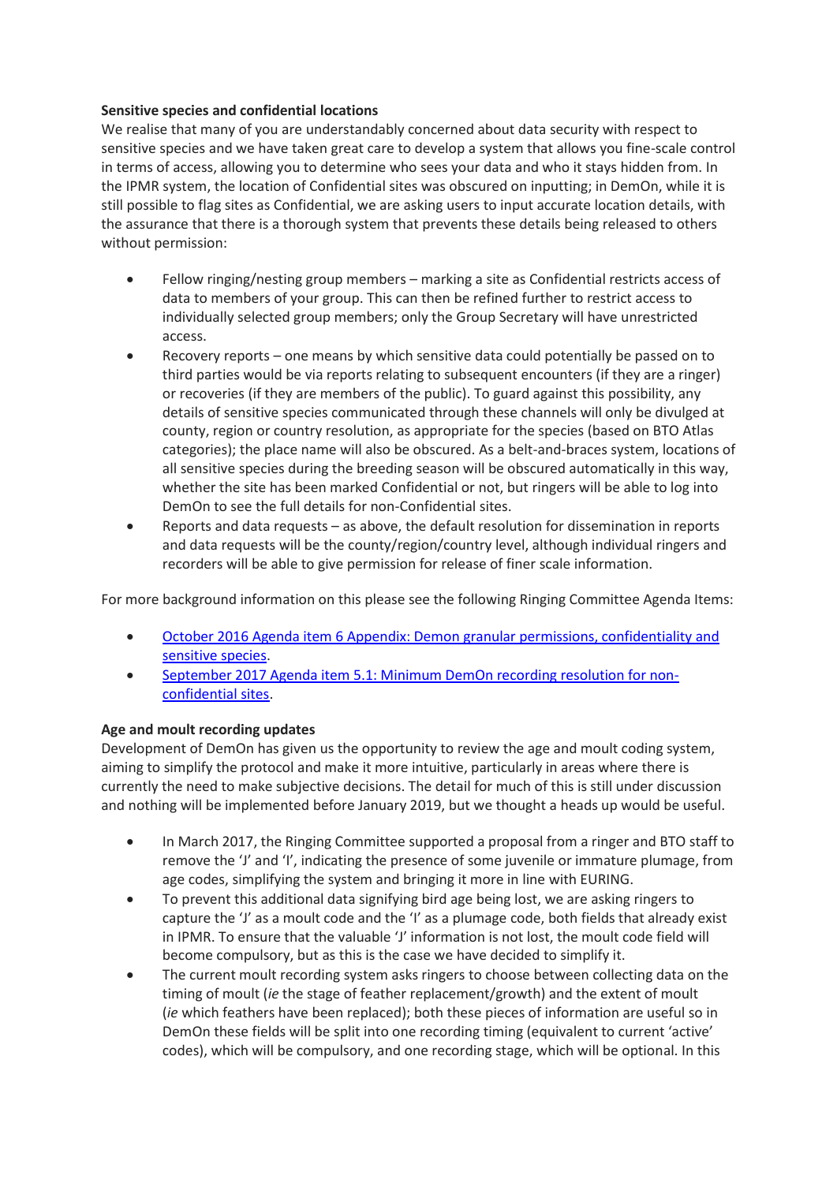**Sensitive species and confidential locations**

We realise that many of you are understandably concerned about data security with respect to sensitive species and we have taken great care to develop a system that allows you fine-scale control in terms of access, allowing you to determine who sees your data and who it stays hidden from. In the IPMR system, the location of Confidential sites was obscured on inputting; in DemOn, while it is still possible to flag sites as Confidential, we are asking users to input accurate location details, with the assurance that there is a thorough system that prevents these details being released to others without permission:

- Fellow ringing/nesting group members – marking a site as Confidential restricts access of data to members of your group. This can then be refined further to restrict access to individually selected group members; only the Group Secretary will have unrestricted access.
- Recovery reports – one means by which sensitive data could potentially be passed on to third parties would be via reports relating to subsequent encounters (if they are a ringer) or recoveries (if they are members of the public). To guard against this possibility, any details of sensitive species communicated through these channels will only be divulged at county, region or country resolution, as appropriate for the species (based on BTO Atlas categories); the place name will also be obscured. As a belt-and-braces system, locations of all sensitive species during the breeding season will be obscured automatically in this way, whether the site has been marked Confidential or not, but ringers will be able to log into DemOn to see the full details for non-Confidential sites.
- Reports and data requests – as above, the default resolution for dissemination in reports and data requests will be the county/region/country level, although individual ringers and recorders will be able to give permission for release of finer scale information.

For more background information on this please see the following Ringing Committee Agenda Items:

- October 2016 Agenda item 6 Appendix: Demon granular permissions, confidentiality and sensitive species.
- September 2017 Agenda item 5.1: Minimum DemOn recording resolution for non-confidential sites.

**Age and moult recording updates**

Development of DemOn has given us the opportunity to review the age and moult coding system, aiming to simplify the protocol and make it more intuitive, particularly in areas where there is currently the need to make subjective decisions. The detail for much of this is still under discussion and nothing will be implemented before January 2019, but we thought a heads up would be useful.

- In March 2017, the Ringing Committee supported a proposal from a ringer and BTO staff to remove the 'J' and 'I', indicating the presence of some juvenile or immature plumage, from age codes, simplifying the system and bringing it more in line with EURING.
- To prevent this additional data signifying bird age being lost, we are asking ringers to capture the 'J' as a moult code and the 'I' as a plumage code, both fields that already exist in IPMR. To ensure that the valuable 'J' information is not lost, the moult code field will become compulsory, but as this is the case we have decided to simplify it.
- The current moult recording system asks ringers to choose between collecting data on the timing of moult (*ie* the stage of feather replacement/growth) and the extent of moult (*ie* which feathers have been replaced); both these pieces of information are useful so in DemOn these fields will be split into one recording timing (equivalent to current 'active' codes), which will be compulsory, and one recording stage, which will be optional. In this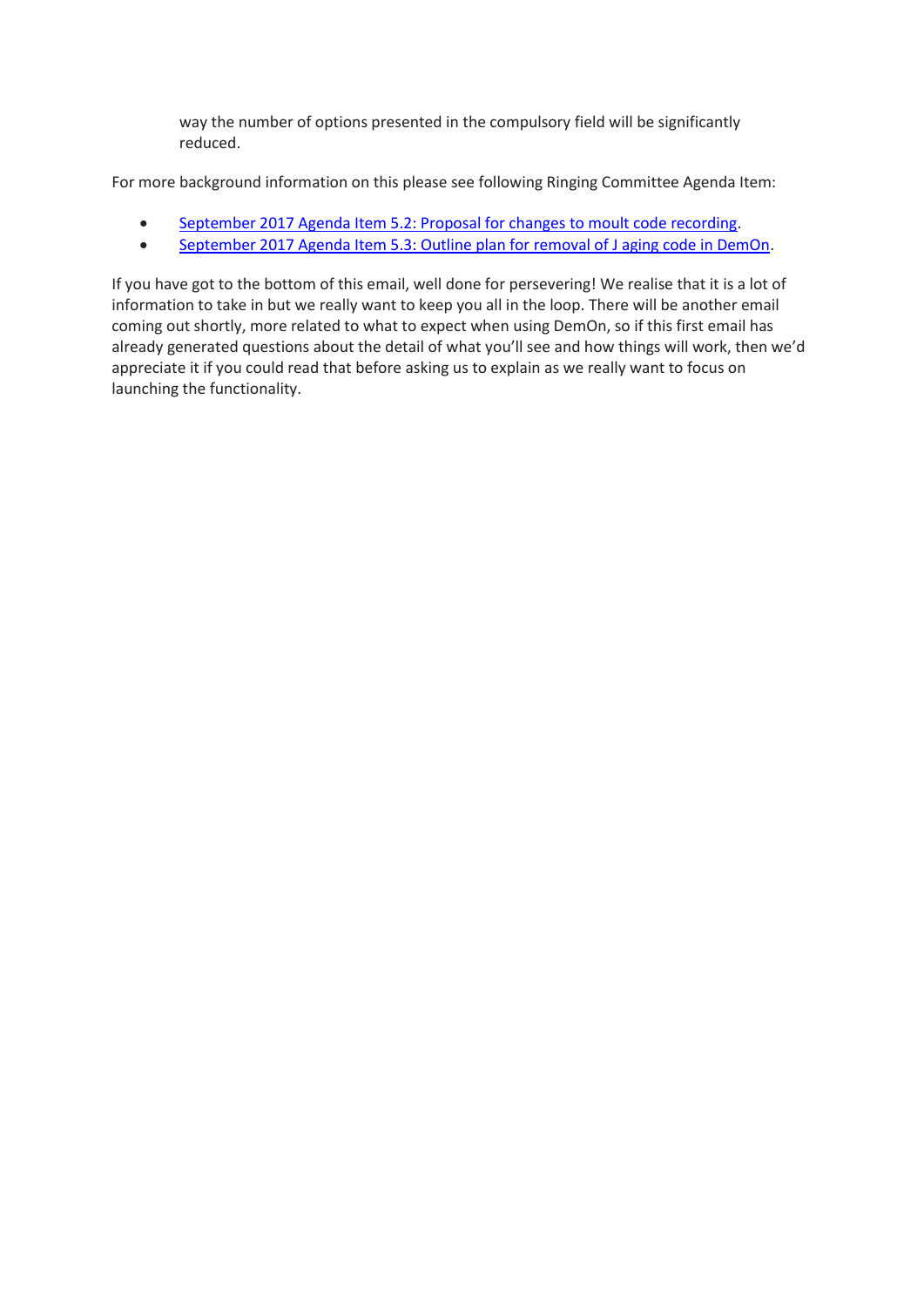way the number of options presented in the compulsory field will be significantly reduced.

For more background information on this please see following Ringing Committee Agenda Item:

- September 2017 Agenda Item 5.2: Proposal for changes to moult code recording.
- September 2017 Agenda Item 5.3: Outline plan for removal of J aging code in DemOn.

If you have got to the bottom of this email, well done for persevering! We realise that it is a lot of information to take in but we really want to keep you all in the loop. There will be another email coming out shortly, more related to what to expect when using DemOn, so if this first email has already generated questions about the detail of what you'll see and how things will work, then we'd appreciate it if you could read that before asking us to explain as we really want to focus on launching the functionality.